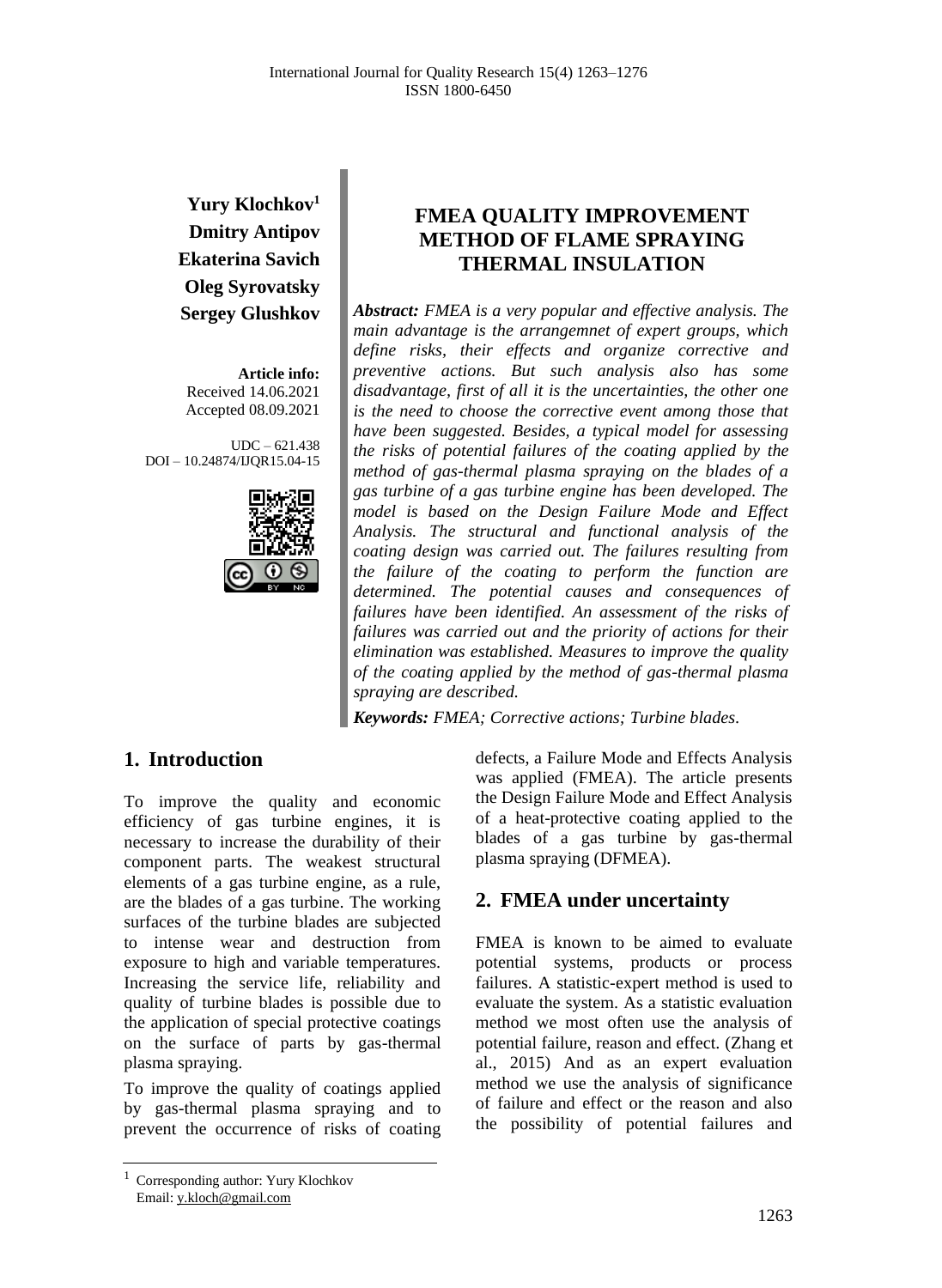**Yury Klochkov**[1]
**Dmitry Antipov**
**Ekaterina Savich**
**Oleg Syrovatsky**
**Sergey Glushkov**

**Article info:**
Received 14.06.2021
Accepted 08.09.2021

UDC – 621.438
DOI – 10.24874/IJQR15.04-15

# FMEA QUALITY IMPROVEMENT METHOD OF FLAME SPRAYING THERMAL INSULATION

***Abstract:*** *FMEA is a very popular and effective analysis. The main advantage is the arrangemnet of expert groups, which define risks, their effects and organize corrective and preventive actions. But such analysis also has some disadvantage, first of all it is the uncertainties, the other one is the need to choose the corrective event among those that have been suggested. Besides, a typical model for assessing the risks of potential failures of the coating applied by the method of gas-thermal plasma spraying on the blades of a gas turbine of a gas turbine engine has been developed. The model is based on the Design Failure Mode and Effect Analysis. The structural and functional analysis of the coating design was carried out. The failures resulting from the failure of the coating to perform the function are determined. The potential causes and consequences of failures have been identified. An assessment of the risks of failures was carried out and the priority of actions for their elimination was established. Measures to improve the quality of the coating applied by the method of gas-thermal plasma spraying are described.*

***Keywords:*** *FMEA; Corrective actions; Turbine blades.*

## 1. Introduction

To improve the quality and economic efficiency of gas turbine engines, it is necessary to increase the durability of their component parts. The weakest structural elements of a gas turbine engine, as a rule, are the blades of a gas turbine. The working surfaces of the turbine blades are subjected to intense wear and destruction from exposure to high and variable temperatures. Increasing the service life, reliability and quality of turbine blades is possible due to the application of special protective coatings on the surface of parts by gas-thermal plasma spraying.

To improve the quality of coatings applied by gas-thermal plasma spraying and to prevent the occurrence of risks of coating defects, a Failure Mode and Effects Analysis was applied (FMEA). The article presents the Design Failure Mode and Effect Analysis of a heat-protective coating applied to the blades of a gas turbine by gas-thermal plasma spraying (DFMEA).

## 2. FMEA under uncertainty

FMEA is known to be aimed to evaluate potential systems, products or process failures. A statistic-expert method is used to evaluate the system. As a statistic evaluation method we most often use the analysis of potential failure, reason and effect. (Zhang et al., 2015) And as an expert evaluation method we use the analysis of significance of failure and effect or the reason and also the possibility of potential failures and

[1] Corresponding author: Yury Klochkov
Email: y.kloch@gmail.com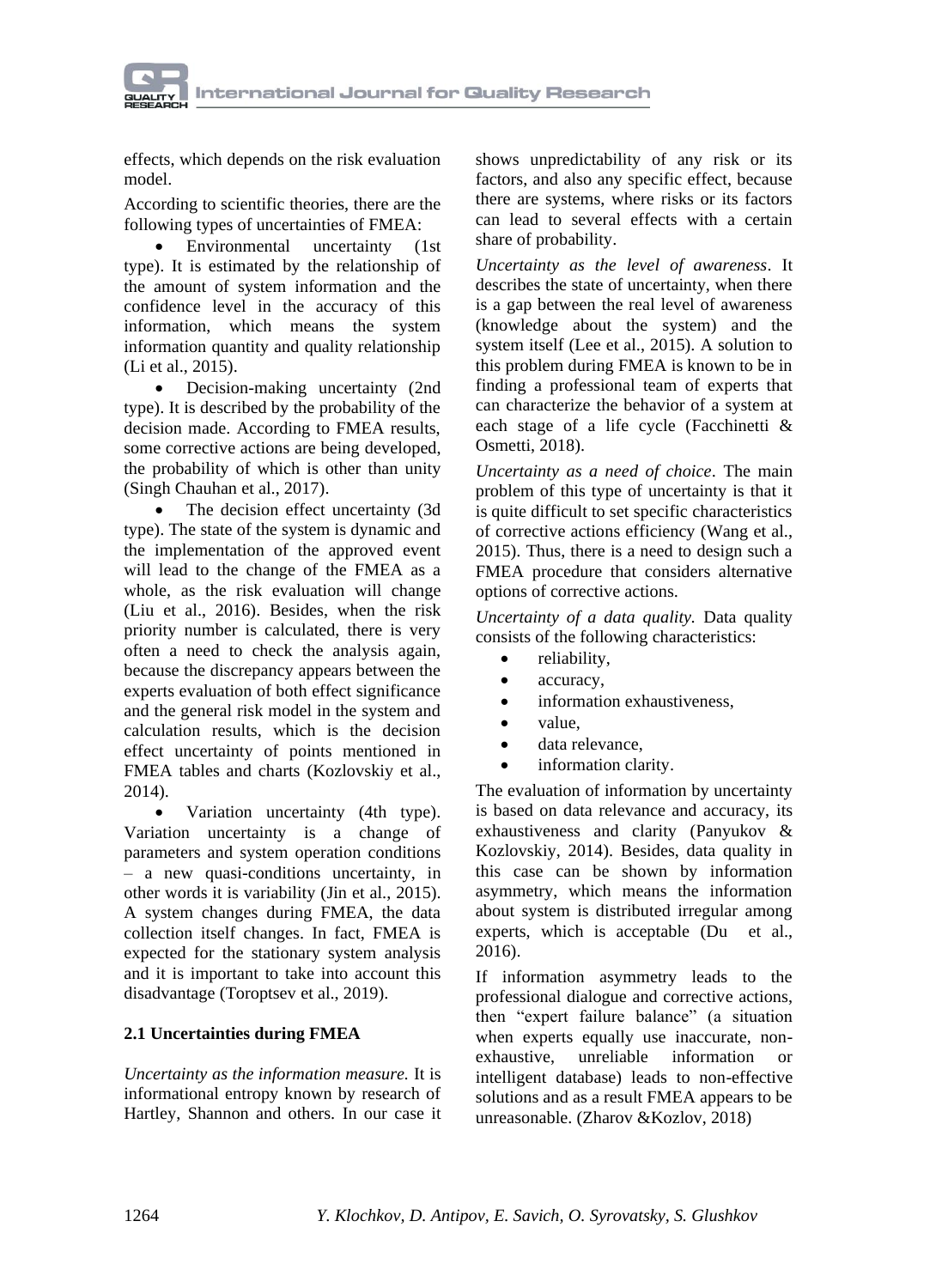effects, which depends on the risk evaluation model.

According to scientific theories, there are the following types of uncertainties of FMEA:

- Environmental uncertainty (1st type). It is estimated by the relationship of the amount of system information and the confidence level in the accuracy of this information, which means the system information quantity and quality relationship (Li et al., 2015).
- Decision-making uncertainty (2nd type). It is described by the probability of the decision made. According to FMEA results, some corrective actions are being developed, the probability of which is other than unity (Singh Chauhan et al., 2017).
- The decision effect uncertainty (3d type). The state of the system is dynamic and the implementation of the approved event will lead to the change of the FMEA as a whole, as the risk evaluation will change (Liu et al., 2016). Besides, when the risk priority number is calculated, there is very often a need to check the analysis again, because the discrepancy appears between the experts evaluation of both effect significance and the general risk model in the system and calculation results, which is the decision effect uncertainty of points mentioned in FMEA tables and charts (Kozlovskiy et al., 2014).
- Variation uncertainty (4th type). Variation uncertainty is a change of parameters and system operation conditions – a new quasi-conditions uncertainty, in other words it is variability (Jin et al., 2015). A system changes during FMEA, the data collection itself changes. In fact, FMEA is expected for the stationary system analysis and it is important to take into account this disadvantage (Toroptsev et al., 2019).

### 2.1 Uncertainties during FMEA

*Uncertainty as the information measure.* It is informational entropy known by research of Hartley, Shannon and others. In our case it shows unpredictability of any risk or its factors, and also any specific effect, because there are systems, where risks or its factors can lead to several effects with a certain share of probability.

*Uncertainty as the level of awareness*. It describes the state of uncertainty, when there is a gap between the real level of awareness (knowledge about the system) and the system itself (Lee et al., 2015). A solution to this problem during FMEA is known to be in finding a professional team of experts that can characterize the behavior of a system at each stage of a life cycle (Facchinetti & Osmetti, 2018).

*Uncertainty as a need of choice*. The main problem of this type of uncertainty is that it is quite difficult to set specific characteristics of corrective actions efficiency (Wang et al., 2015). Thus, there is a need to design such a FMEA procedure that considers alternative options of corrective actions.

*Uncertainty of a data quality.* Data quality consists of the following characteristics:

- reliability,
- accuracy,
- information exhaustiveness,
- value,
- data relevance,
- information clarity.

The evaluation of information by uncertainty is based on data relevance and accuracy, its exhaustiveness and clarity (Panyukov & Kozlovskiy, 2014). Besides, data quality in this case can be shown by information asymmetry, which means the information about system is distributed irregular among experts, which is acceptable (Du et al., 2016).

If information asymmetry leads to the professional dialogue and corrective actions, then "expert failure balance" (a situation when experts equally use inaccurate, non-exhaustive, unreliable information or intelligent database) leads to non-effective solutions and as a result FMEA appears to be unreasonable. (Zharov &Kozlov, 2018)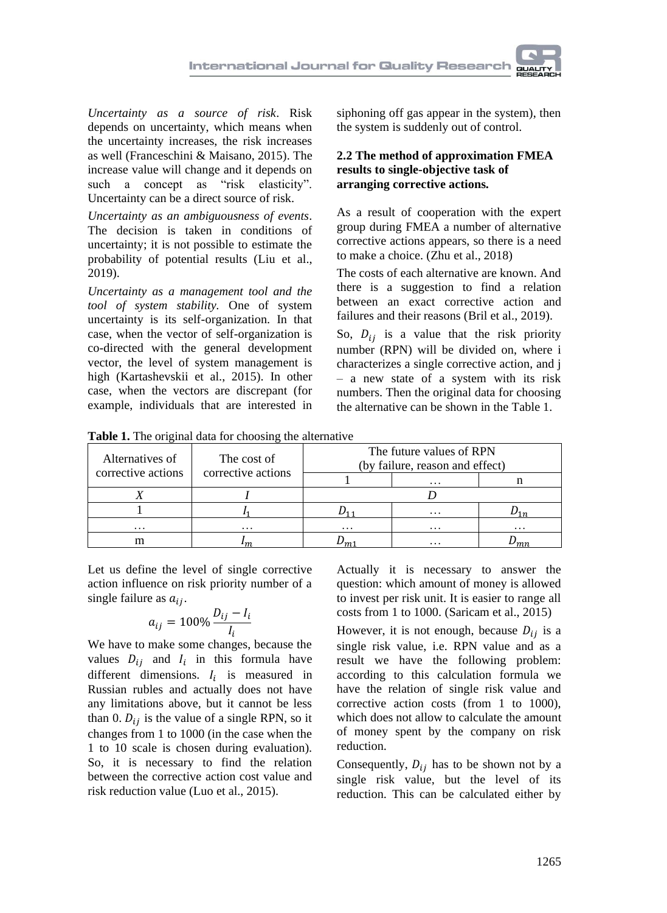*Uncertainty as a source of risk*. Risk depends on uncertainty, which means when the uncertainty increases, the risk increases as well (Franceschini & Maisano, 2015). The increase value will change and it depends on such a concept as "risk elasticity". Uncertainty can be a direct source of risk.

*Uncertainty as an ambiguousness of events*. The decision is taken in conditions of uncertainty; it is not possible to estimate the probability of potential results (Liu et al., 2019).

*Uncertainty as a management tool and the tool of system stability.* One of system uncertainty is its self-organization. In that case, when the vector of self-organization is co-directed with the general development vector, the level of system management is high (Kartashevskii et al., 2015). In other case, when the vectors are discrepant (for example, individuals that are interested in siphoning off gas appear in the system), then the system is suddenly out of control.

### 2.2 The method of approximation FMEA results to single-objective task of arranging corrective actions.

As a result of cooperation with the expert group during FMEA a number of alternative corrective actions appears, so there is a need to make a choice. (Zhu et al., 2018)

The costs of each alternative are known. And there is a suggestion to find a relation between an exact corrective action and failures and their reasons (Bril et al., 2019).

So, $D_{ij}$ is a value that the risk priority number (RPN) will be divided on, where i characterizes a single corrective action, and j – a new state of a system with its risk numbers. Then the original data for choosing the alternative can be shown in the Table 1.

**Table 1.** The original data for choosing the alternative

| Alternatives of corrective actions | The cost of corrective actions | The future values of RPN (by failure, reason and effect) | | |
|---|---|---|---|---|
| | | 1 | … | n |
| *X* | *I* | *D* | | |
| 1 | $I_1$ | $D_{11}$ | … | $D_{1n}$ |
| … | … | … | … | … |
| m | $I_m$ | $D_{m1}$ | … | $D_{mn}$ |

Let us define the level of single corrective action influence on risk priority number of a single failure as $a_{ij}$.

$$a_{ij} = 100\% \frac{D_{ij} - I_i}{I_i}$$

We have to make some changes, because the values $D_{ij}$ and $I_i$ in this formula have different dimensions. $I_i$ is measured in Russian rubles and actually does not have any limitations above, but it cannot be less than 0. $D_{ij}$ is the value of a single RPN, so it changes from 1 to 1000 (in the case when the 1 to 10 scale is chosen during evaluation). So, it is necessary to find the relation between the corrective action cost value and risk reduction value (Luo et al., 2015).

Actually it is necessary to answer the question: which amount of money is allowed to invest per risk unit. It is easier to range all costs from 1 to 1000. (Saricam et al., 2015)

However, it is not enough, because $D_{ij}$ is a single risk value, i.e. RPN value and as a result we have the following problem: according to this calculation formula we have the relation of single risk value and corrective action costs (from 1 to 1000), which does not allow to calculate the amount of money spent by the company on risk reduction.

Consequently, $D_{ij}$ has to be shown not by a single risk value, but the level of its reduction. This can be calculated either by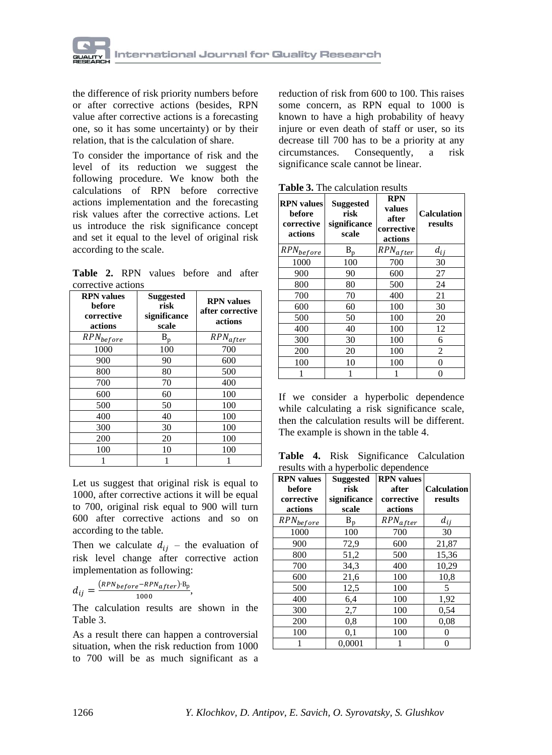the difference of risk priority numbers before or after corrective actions (besides, RPN value after corrective actions is a forecasting one, so it has some uncertainty) or by their relation, that is the calculation of share.

To consider the importance of risk and the level of its reduction we suggest the following procedure. We know both the calculations of RPN before corrective actions implementation and the forecasting risk values after the corrective actions. Let us introduce the risk significance concept and set it equal to the level of original risk according to the scale.

**Table 2.** RPN values before and after corrective actions

| RPN values before corrective actions | Suggested risk significance scale | RPN values after corrective actions |
|---|---|---|
| $RPN_{before}$ | $B_p$ | $RPN_{after}$ |
| 1000 | 100 | 700 |
| 900 | 90 | 600 |
| 800 | 80 | 500 |
| 700 | 70 | 400 |
| 600 | 60 | 100 |
| 500 | 50 | 100 |
| 400 | 40 | 100 |
| 300 | 30 | 100 |
| 200 | 20 | 100 |
| 100 | 10 | 100 |
| 1 | 1 | 1 |

Let us suggest that original risk is equal to 1000, after corrective actions it will be equal to 700, original risk equal to 900 will turn 600 after corrective actions and so on according to the table.

Then we calculate $d_{ij}$ – the evaluation of risk level change after corrective action implementation as following:

$$d_{ij} = \frac{(RPN_{before} - RPN_{after}) \cdot B_p}{1000},$$

The calculation results are shown in the Table 3.

As a result there can happen a controversial situation, when the risk reduction from 1000 to 700 will be as much significant as a reduction of risk from 600 to 100. This raises some concern, as RPN equal to 1000 is known to have a high probability of heavy injure or even death of staff or user, so its decrease till 700 has to be a priority at any circumstances. Consequently, a risk significance scale cannot be linear.

**Table 3.** The calculation results

| RPN values before corrective actions | Suggested risk significance scale | RPN values after corrective actions | Calculation results |
|---|---|---|---|
| $RPN_{before}$ | $B_p$ | $RPN_{after}$ | $d_{ij}$ |
| 1000 | 100 | 700 | 30 |
| 900 | 90 | 600 | 27 |
| 800 | 80 | 500 | 24 |
| 700 | 70 | 400 | 21 |
| 600 | 60 | 100 | 30 |
| 500 | 50 | 100 | 20 |
| 400 | 40 | 100 | 12 |
| 300 | 30 | 100 | 6 |
| 200 | 20 | 100 | 2 |
| 100 | 10 | 100 | 0 |
| 1 | 1 | 1 | 0 |

If we consider a hyperbolic dependence while calculating a risk significance scale, then the calculation results will be different. The example is shown in the table 4.

**Table 4.** Risk Significance Calculation results with a hyperbolic dependence

| RPN values before corrective actions | Suggested risk significance scale | RPN values after corrective actions | Calculation results |
|---|---|---|---|
| $RPN_{before}$ | $B_p$ | $RPN_{after}$ | $d_{ij}$ |
| 1000 | 100 | 700 | 30 |
| 900 | 72,9 | 600 | 21,87 |
| 800 | 51,2 | 500 | 15,36 |
| 700 | 34,3 | 400 | 10,29 |
| 600 | 21,6 | 100 | 10,8 |
| 500 | 12,5 | 100 | 5 |
| 400 | 6,4 | 100 | 1,92 |
| 300 | 2,7 | 100 | 0,54 |
| 200 | 0,8 | 100 | 0,08 |
| 100 | 0,1 | 100 | 0 |
| 1 | 0,0001 | 1 | 0 |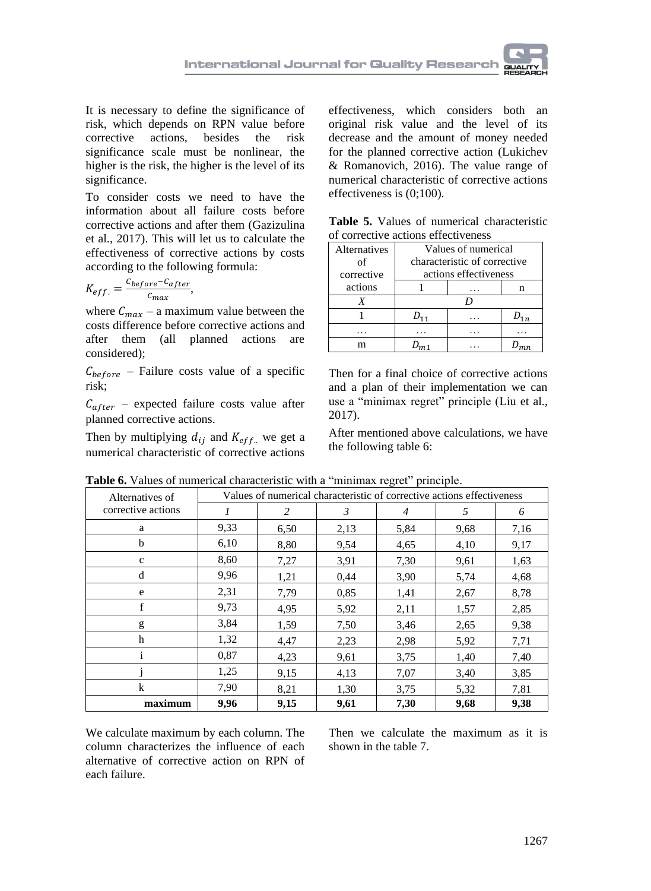It is necessary to define the significance of risk, which depends on RPN value before corrective actions, besides the risk significance scale must be nonlinear, the higher is the risk, the higher is the level of its significance.

To consider costs we need to have the information about all failure costs before corrective actions and after them (Gazizulina et al., 2017). This will let us to calculate the effectiveness of corrective actions by costs according to the following formula:

$$K_{eff.} = \frac{C_{before} - C_{after}}{C_{max}},$$

where $C_{max}$ – a maximum value between the costs difference before corrective actions and after them (all planned actions are considered);

$C_{before}$ – Failure costs value of a specific risk;

$C_{after}$ – expected failure costs value after planned corrective actions.

Then by multiplying $d_{ij}$ and $K_{eff.}$ we get a numerical characteristic of corrective actions effectiveness, which considers both an original risk value and the level of its decrease and the amount of money needed for the planned corrective action (Lukichev & Romanovich, 2016). The value range of numerical characteristic of corrective actions effectiveness is (0;100).

**Table 5.** Values of numerical characteristic of corrective actions effectiveness

| Alternatives of corrective actions | Values of numerical characteristic of corrective actions effectiveness | | |
|---|---|---|---|
| | 1 | … | n |
| $X$ | $D$ | | |
| 1 | $D_{11}$ | … | $D_{1n}$ |
| … | … | … | … |
| m | $D_{m1}$ | … | $D_{mn}$ |

Then for a final choice of corrective actions and a plan of their implementation we can use a "minimax regret" principle (Liu et al., 2017).

After mentioned above calculations, we have the following table 6:

**Table 6.** Values of numerical characteristic with a "minimax regret" principle.

| Alternatives of corrective actions | Values of numerical characteristic of corrective actions effectiveness | | | | | |
|---|---|---|---|---|---|---|
| | *1* | *2* | *3* | *4* | *5* | *6* |
| a | 9,33 | 6,50 | 2,13 | 5,84 | 9,68 | 7,16 |
| b | 6,10 | 8,80 | 9,54 | 4,65 | 4,10 | 9,17 |
| c | 8,60 | 7,27 | 3,91 | 7,30 | 9,61 | 1,63 |
| d | 9,96 | 1,21 | 0,44 | 3,90 | 5,74 | 4,68 |
| e | 2,31 | 7,79 | 0,85 | 1,41 | 2,67 | 8,78 |
| f | 9,73 | 4,95 | 5,92 | 2,11 | 1,57 | 2,85 |
| g | 3,84 | 1,59 | 7,50 | 3,46 | 2,65 | 9,38 |
| h | 1,32 | 4,47 | 2,23 | 2,98 | 5,92 | 7,71 |
| i | 0,87 | 4,23 | 9,61 | 3,75 | 1,40 | 7,40 |
| j | 1,25 | 9,15 | 4,13 | 7,07 | 3,40 | 3,85 |
| k | 7,90 | 8,21 | 1,30 | 3,75 | 5,32 | 7,81 |
| **maximum** | **9,96** | **9,15** | **9,61** | **7,30** | **9,68** | **9,38** |

We calculate maximum by each column. The column characterizes the influence of each alternative of corrective action on RPN of each failure.

Then we calculate the maximum as it is shown in the table 7.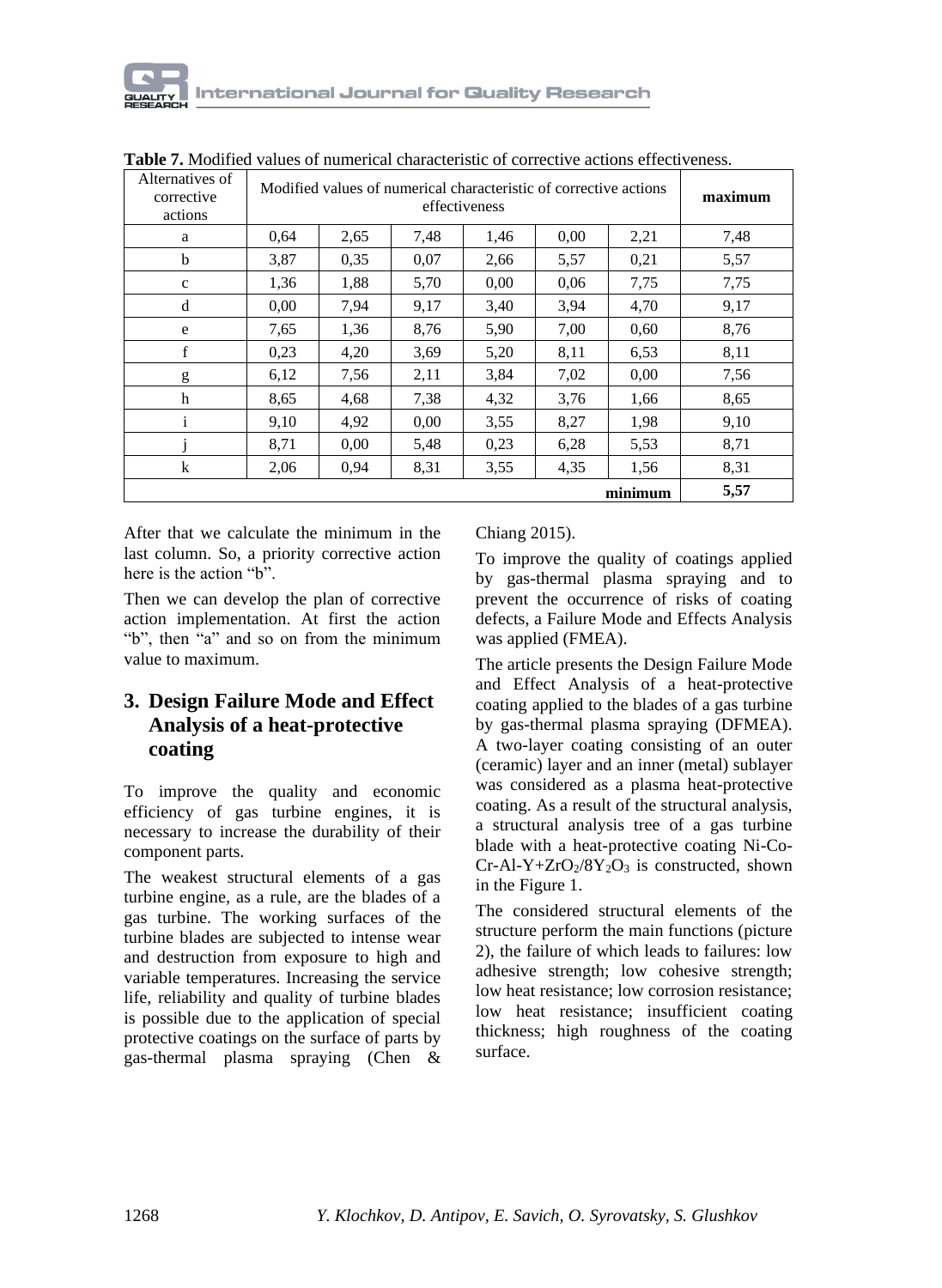**Table 7.** Modified values of numerical characteristic of corrective actions effectiveness.

| Alternatives of corrective actions | Modified values of numerical characteristic of corrective actions effectiveness | | | | | | **maximum** |
|---|---|---|---|---|---|---|---|
| a | 0,64 | 2,65 | 7,48 | 1,46 | 0,00 | 2,21 | 7,48 |
| b | 3,87 | 0,35 | 0,07 | 2,66 | 5,57 | 0,21 | 5,57 |
| c | 1,36 | 1,88 | 5,70 | 0,00 | 0,06 | 7,75 | 7,75 |
| d | 0,00 | 7,94 | 9,17 | 3,40 | 3,94 | 4,70 | 9,17 |
| e | 7,65 | 1,36 | 8,76 | 5,90 | 7,00 | 0,60 | 8,76 |
| f | 0,23 | 4,20 | 3,69 | 5,20 | 8,11 | 6,53 | 8,11 |
| g | 6,12 | 7,56 | 2,11 | 3,84 | 7,02 | 0,00 | 7,56 |
| h | 8,65 | 4,68 | 7,38 | 4,32 | 3,76 | 1,66 | 8,65 |
| i | 9,10 | 4,92 | 0,00 | 3,55 | 8,27 | 1,98 | 9,10 |
| j | 8,71 | 0,00 | 5,48 | 0,23 | 6,28 | 5,53 | 8,71 |
| k | 2,06 | 0,94 | 8,31 | 3,55 | 4,35 | 1,56 | 8,31 |
| | | | | | | **minimum** | **5,57** |

After that we calculate the minimum in the last column. So, a priority corrective action here is the action "b".

Then we can develop the plan of corrective action implementation. At first the action "b", then "a" and so on from the minimum value to maximum.

## 3. Design Failure Mode and Effect Analysis of a heat-protective coating

To improve the quality and economic efficiency of gas turbine engines, it is necessary to increase the durability of their component parts.

The weakest structural elements of a gas turbine engine, as a rule, are the blades of a gas turbine. The working surfaces of the turbine blades are subjected to intense wear and destruction from exposure to high and variable temperatures. Increasing the service life, reliability and quality of turbine blades is possible due to the application of special protective coatings on the surface of parts by gas-thermal plasma spraying (Chen & Chiang 2015).

To improve the quality of coatings applied by gas-thermal plasma spraying and to prevent the occurrence of risks of coating defects, a Failure Mode and Effects Analysis was applied (FMEA).

The article presents the Design Failure Mode and Effect Analysis of a heat-protective coating applied to the blades of a gas turbine by gas-thermal plasma spraying (DFMEA). A two-layer coating consisting of an outer (ceramic) layer and an inner (metal) sublayer was considered as a plasma heat-protective coating. As a result of the structural analysis, a structural analysis tree of a gas turbine blade with a heat-protective coating Ni-Co-Cr-Al-Y+$ZrO_2/8Y_2O_3$ is constructed, shown in the Figure 1.

The considered structural elements of the structure perform the main functions (picture 2), the failure of which leads to failures: low adhesive strength; low cohesive strength; low heat resistance; low corrosion resistance; low heat resistance; insufficient coating thickness; high roughness of the coating surface.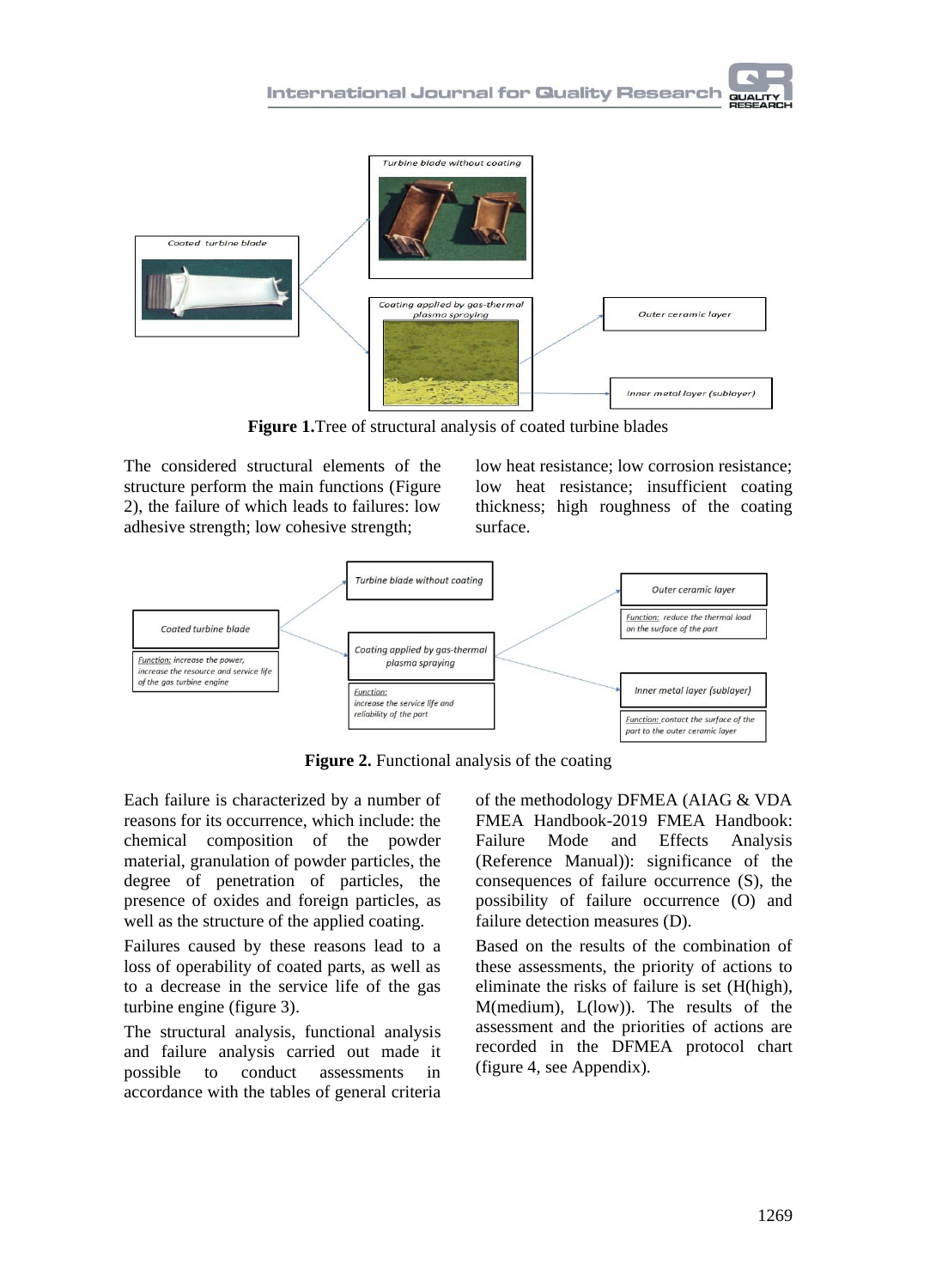**Figure 1.** Tree of structural analysis of coated turbine blades

The considered structural elements of the structure perform the main functions (Figure 2), the failure of which leads to failures: low adhesive strength; low cohesive strength; low heat resistance; low corrosion resistance; low heat resistance; insufficient coating thickness; high roughness of the coating surface.

**Figure 2.** Functional analysis of the coating

Each failure is characterized by a number of reasons for its occurrence, which include: the chemical composition of the powder material, granulation of powder particles, the degree of penetration of particles, the presence of oxides and foreign particles, as well as the structure of the applied coating.

Failures caused by these reasons lead to a loss of operability of coated parts, as well as to a decrease in the service life of the gas turbine engine (figure 3).

The structural analysis, functional analysis and failure analysis carried out made it possible to conduct assessments in accordance with the tables of general criteria of the methodology DFMEA (AIAG & VDA FMEA Handbook-2019 FMEA Handbook: Failure Mode and Effects Analysis (Reference Manual)): significance of the consequences of failure occurrence (S), the possibility of failure occurrence (O) and failure detection measures (D).

Based on the results of the combination of these assessments, the priority of actions to eliminate the risks of failure is set (H(high), M(medium), L(low)). The results of the assessment and the priorities of actions are recorded in the DFMEA protocol chart (figure 4, see Appendix).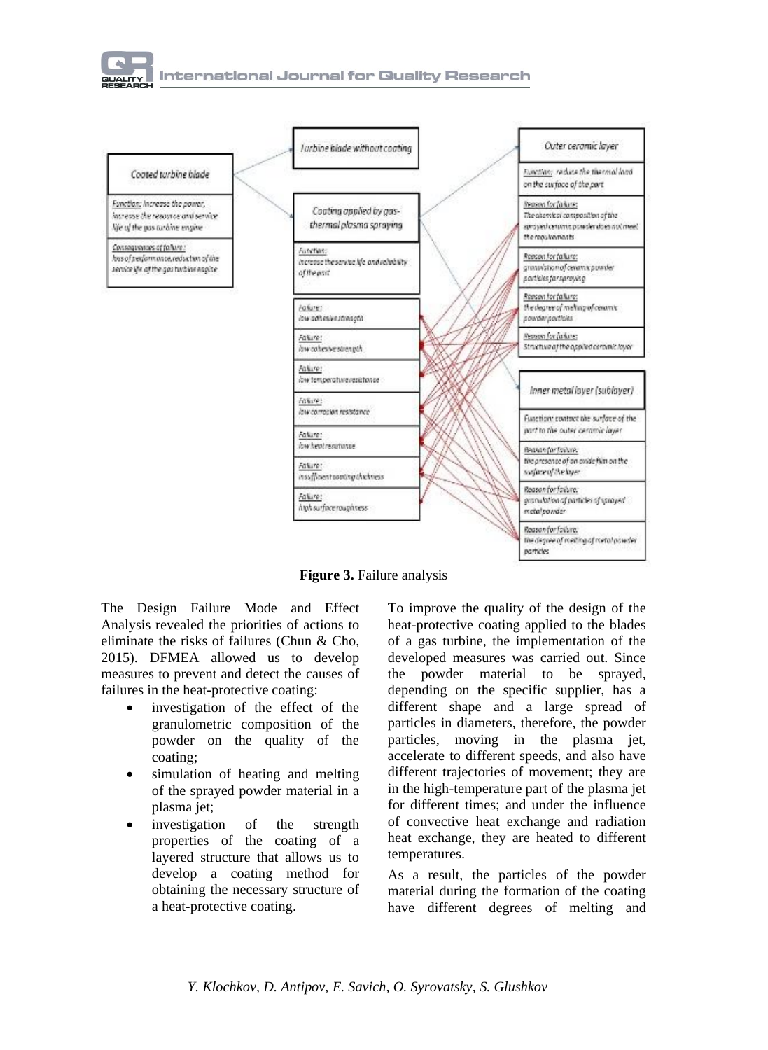Coated turbine blade

Function: Increase the power, increase the resource and service life of the gas turbine engine

Consequences of failure: loss of performance, reduction of the service life of the gas turbine engine

Turbine blade without coating

Coating applied by gas-thermal plasma spraying

Function: increase the service life and reliability of the part

Failure: low adhesive strength

Failure: low cohesive strength

Failure: low temperature resistance

Failure: low corrosion resistance

Failure: low heat resistance

Failure: insufficient coating thickness

Failure: high surface roughness

Outer ceramic layer

Function: reduce the thermal load on the surface of the part

Reason for failure: The chemical composition of the sprayed ceramic powder does not meet the requirements

Reason for failure: granulation of ceramic powder particles for spraying

Reason for failure: the degree of melting of ceramic powder particles

Reason for failure: Structure of the applied ceramic layer

Inner metal layer (sublayer)

Function: contact the surface of the part to the outer ceramic layer

Reason for failure: the presence of an oxide film on the surface of the layer

Reason for failure: granulation of particles of sprayed metal powder

Reason for failure: the degree of melting of metal powder particles

**Figure 3.** Failure analysis

The Design Failure Mode and Effect Analysis revealed the priorities of actions to eliminate the risks of failures (Chun & Cho, 2015). DFMEA allowed us to develop measures to prevent and detect the causes of failures in the heat-protective coating:

- investigation of the effect of the granulometric composition of the powder on the quality of the coating;
- simulation of heating and melting of the sprayed powder material in a plasma jet;
- investigation of the strength properties of the coating of a layered structure that allows us to develop a coating method for obtaining the necessary structure of a heat-protective coating.

To improve the quality of the design of the heat-protective coating applied to the blades of a gas turbine, the implementation of the developed measures was carried out. Since the powder material to be sprayed, depending on the specific supplier, has a different shape and a large spread of particles in diameters, therefore, the powder particles, moving in the plasma jet, accelerate to different speeds, and also have different trajectories of movement; they are in the high-temperature part of the plasma jet for different times; and under the influence of convective heat exchange and radiation heat exchange, they are heated to different temperatures.

As a result, the particles of the powder material during the formation of the coating have different degrees of melting and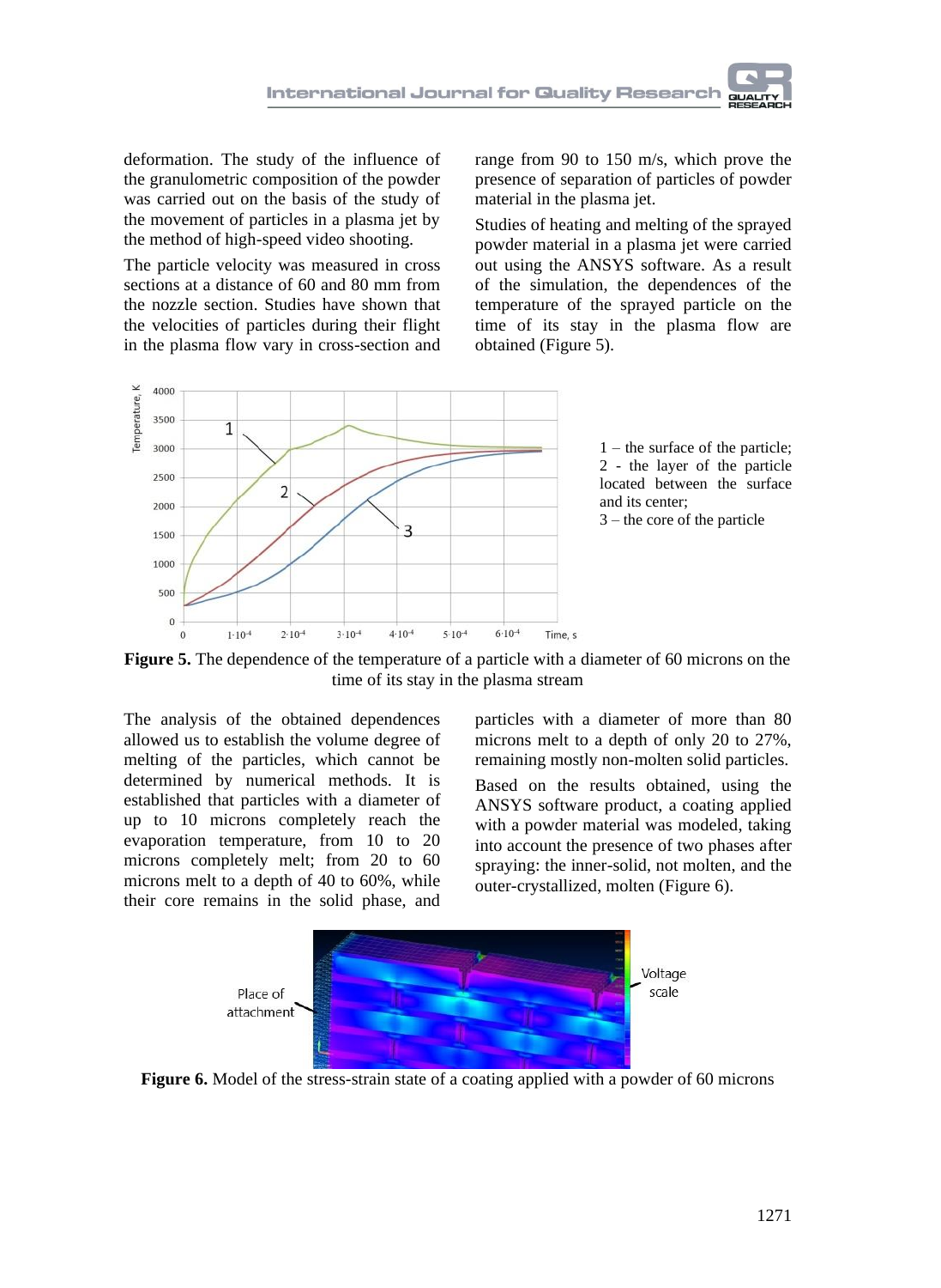deformation. The study of the influence of the granulometric composition of the powder was carried out on the basis of the study of the movement of particles in a plasma jet by the method of high-speed video shooting.

The particle velocity was measured in cross sections at a distance of 60 and 80 mm from the nozzle section. Studies have shown that the velocities of particles during their flight in the plasma flow vary in cross-section and range from 90 to 150 m/s, which prove the presence of separation of particles of powder material in the plasma jet.

Studies of heating and melting of the sprayed powder material in a plasma jet were carried out using the ANSYS software. As a result of the simulation, the dependences of the temperature of the sprayed particle on the time of its stay in the plasma flow are obtained (Figure 5).

1 – the surface of the particle;
2 - the layer of the particle located between the surface and its center;
3 – the core of the particle

**Figure 5.** The dependence of the temperature of a particle with a diameter of 60 microns on the time of its stay in the plasma stream

The analysis of the obtained dependences allowed us to establish the volume degree of melting of the particles, which cannot be determined by numerical methods. It is established that particles with a diameter of up to 10 microns completely reach the evaporation temperature, from 10 to 20 microns completely melt; from 20 to 60 microns melt to a depth of 40 to 60%, while their core remains in the solid phase, and particles with a diameter of more than 80 microns melt to a depth of only 20 to 27%, remaining mostly non-molten solid particles.

Based on the results obtained, using the ANSYS software product, a coating applied with a powder material was modeled, taking into account the presence of two phases after spraying: the inner-solid, not molten, and the outer-crystallized, molten (Figure 6).

**Figure 6.** Model of the stress-strain state of a coating applied with a powder of 60 microns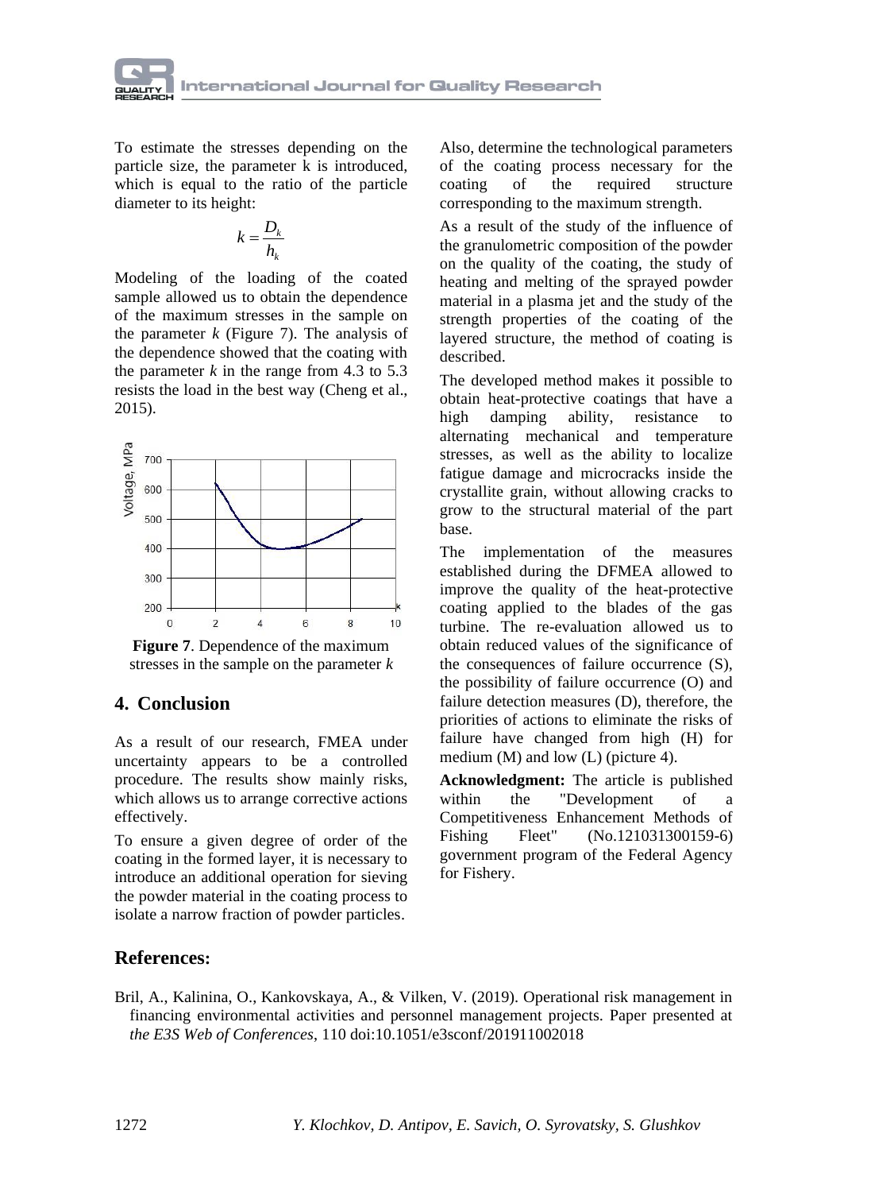To estimate the stresses depending on the particle size, the parameter k is introduced, which is equal to the ratio of the particle diameter to its height:

$$k = \frac{D_k}{h_k}$$

Modeling of the loading of the coated sample allowed us to obtain the dependence of the maximum stresses in the sample on the parameter *k* (Figure 7). The analysis of the dependence showed that the coating with the parameter *k* in the range from 4.3 to 5.3 resists the load in the best way (Cheng et al., 2015).

**Figure 7**. Dependence of the maximum stresses in the sample on the parameter *k*

## 4. Conclusion

As a result of our research, FMEA under uncertainty appears to be a controlled procedure. The results show mainly risks, which allows us to arrange corrective actions effectively.

To ensure a given degree of order of the coating in the formed layer, it is necessary to introduce an additional operation for sieving the powder material in the coating process to isolate a narrow fraction of powder particles.

Also, determine the technological parameters of the coating process necessary for the coating of the required structure corresponding to the maximum strength.

As a result of the study of the influence of the granulometric composition of the powder on the quality of the coating, the study of heating and melting of the sprayed powder material in a plasma jet and the study of the strength properties of the coating of the layered structure, the method of coating is described.

The developed method makes it possible to obtain heat-protective coatings that have a high damping ability, resistance to alternating mechanical and temperature stresses, as well as the ability to localize fatigue damage and microcracks inside the crystallite grain, without allowing cracks to grow to the structural material of the part base.

The implementation of the measures established during the DFMEA allowed to improve the quality of the heat-protective coating applied to the blades of the gas turbine. The re-evaluation allowed us to obtain reduced values of the significance of the consequences of failure occurrence (S), the possibility of failure occurrence (O) and failure detection measures (D), therefore, the priorities of actions to eliminate the risks of failure have changed from high (H) for medium (M) and low (L) (picture 4).

**Acknowledgment:** The article is published within the "Development of a Competitiveness Enhancement Methods of Fishing Fleet" (No.121031300159-6) government program of the Federal Agency for Fishery.

## References:

Bril, A., Kalinina, O., Kankovskaya, A., & Vilken, V. (2019). Operational risk management in financing environmental activities and personnel management projects. Paper presented at *the E3S Web of Conferences*, 110 doi:10.1051/e3sconf/201911002018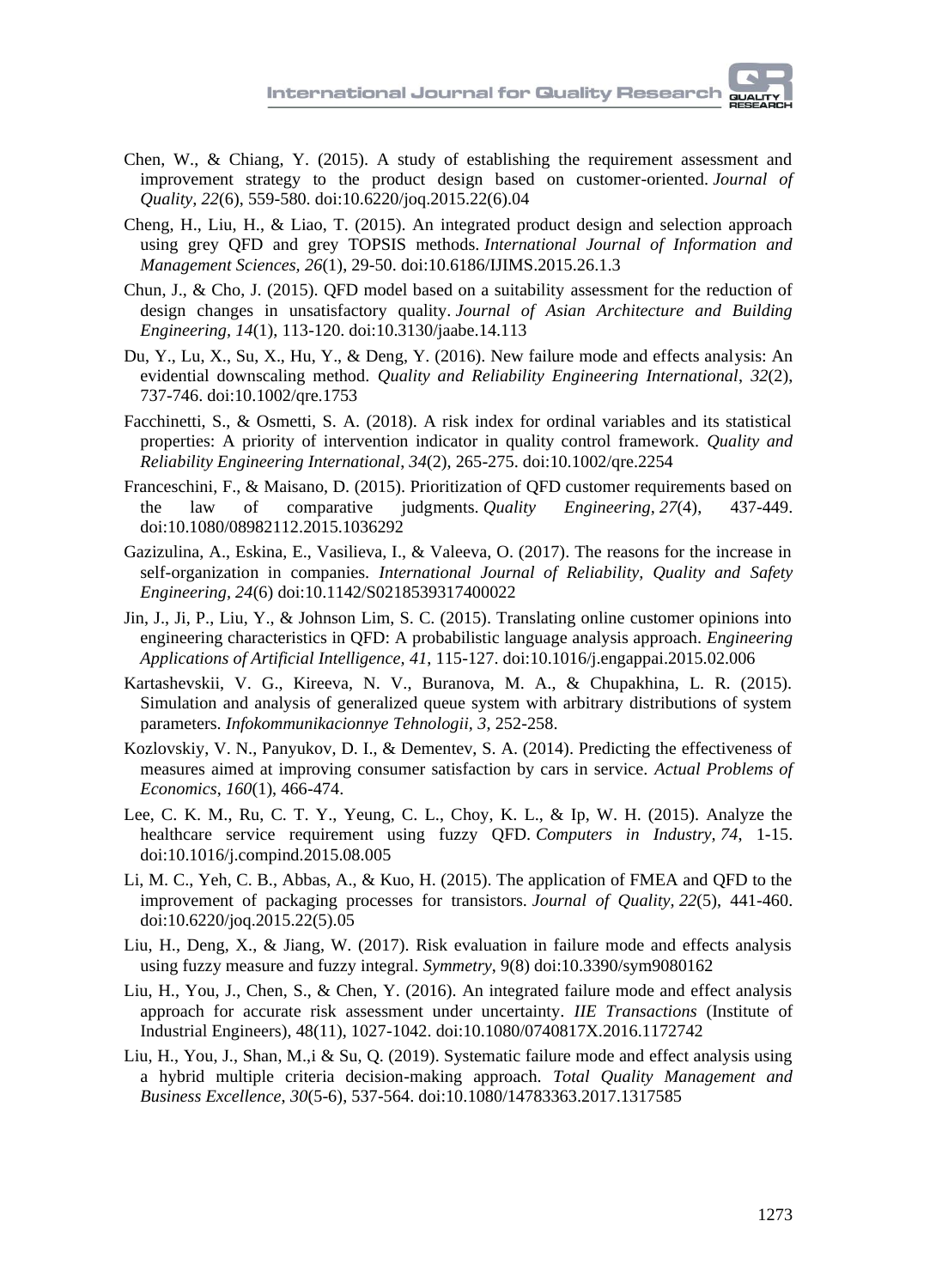Chen, W., & Chiang, Y. (2015). A study of establishing the requirement assessment and improvement strategy to the product design based on customer-oriented. *Journal of Quality, 22*(6), 559-580. doi:10.6220/joq.2015.22(6).04

Cheng, H., Liu, H., & Liao, T. (2015). An integrated product design and selection approach using grey QFD and grey TOPSIS methods. *International Journal of Information and Management Sciences, 26*(1), 29-50. doi:10.6186/IJIMS.2015.26.1.3

Chun, J., & Cho, J. (2015). QFD model based on a suitability assessment for the reduction of design changes in unsatisfactory quality. *Journal of Asian Architecture and Building Engineering, 14*(1), 113-120. doi:10.3130/jaabe.14.113

Du, Y., Lu, X., Su, X., Hu, Y., & Deng, Y. (2016). New failure mode and effects analysis: An evidential downscaling method. *Quality and Reliability Engineering International*, *32*(2), 737-746. doi:10.1002/qre.1753

Facchinetti, S., & Osmetti, S. A. (2018). A risk index for ordinal variables and its statistical properties: A priority of intervention indicator in quality control framework. *Quality and Reliability Engineering International*, *34*(2), 265-275. doi:10.1002/qre.2254

Franceschini, F., & Maisano, D. (2015). Prioritization of QFD customer requirements based on the law of comparative judgments. *Quality Engineering*, *27*(4), 437-449. doi:10.1080/08982112.2015.1036292

Gazizulina, A., Eskina, E., Vasilieva, I., & Valeeva, O. (2017). The reasons for the increase in self-organization in companies. *International Journal of Reliability, Quality and Safety Engineering, 24*(6) doi:10.1142/S0218539317400022

Jin, J., Ji, P., Liu, Y., & Johnson Lim, S. C. (2015). Translating online customer opinions into engineering characteristics in QFD: A probabilistic language analysis approach. *Engineering Applications of Artificial Intelligence, 41*, 115-127. doi:10.1016/j.engappai.2015.02.006

Kartashevskii, V. G., Kireeva, N. V., Buranova, M. A., & Chupakhina, L. R. (2015). Simulation and analysis of generalized queue system with arbitrary distributions of system parameters. *Infokommunikacionnye Tehnologii, 3*, 252-258.

Kozlovskiy, V. N., Panyukov, D. I., & Dementev, S. A. (2014). Predicting the effectiveness of measures aimed at improving consumer satisfaction by cars in service. *Actual Problems of Economics*, *160*(1), 466-474.

Lee, C. K. M., Ru, C. T. Y., Yeung, C. L., Choy, K. L., & Ip, W. H. (2015). Analyze the healthcare service requirement using fuzzy QFD. *Computers in Industry, 74*, 1-15. doi:10.1016/j.compind.2015.08.005

Li, M. C., Yeh, C. B., Abbas, A., & Kuo, H. (2015). The application of FMEA and QFD to the improvement of packaging processes for transistors. *Journal of Quality*, *22*(5), 441-460. doi:10.6220/joq.2015.22(5).05

Liu, H., Deng, X., & Jiang, W. (2017). Risk evaluation in failure mode and effects analysis using fuzzy measure and fuzzy integral. *Symmetry*, 9(8) doi:10.3390/sym9080162

Liu, H., You, J., Chen, S., & Chen, Y. (2016). An integrated failure mode and effect analysis approach for accurate risk assessment under uncertainty. *IIE Transactions* (Institute of Industrial Engineers), 48(11), 1027-1042. doi:10.1080/0740817X.2016.1172742

Liu, H., You, J., Shan, M.,i & Su, Q. (2019). Systematic failure mode and effect analysis using a hybrid multiple criteria decision-making approach. *Total Quality Management and Business Excellence*, *30*(5-6), 537-564. doi:10.1080/14783363.2017.1317585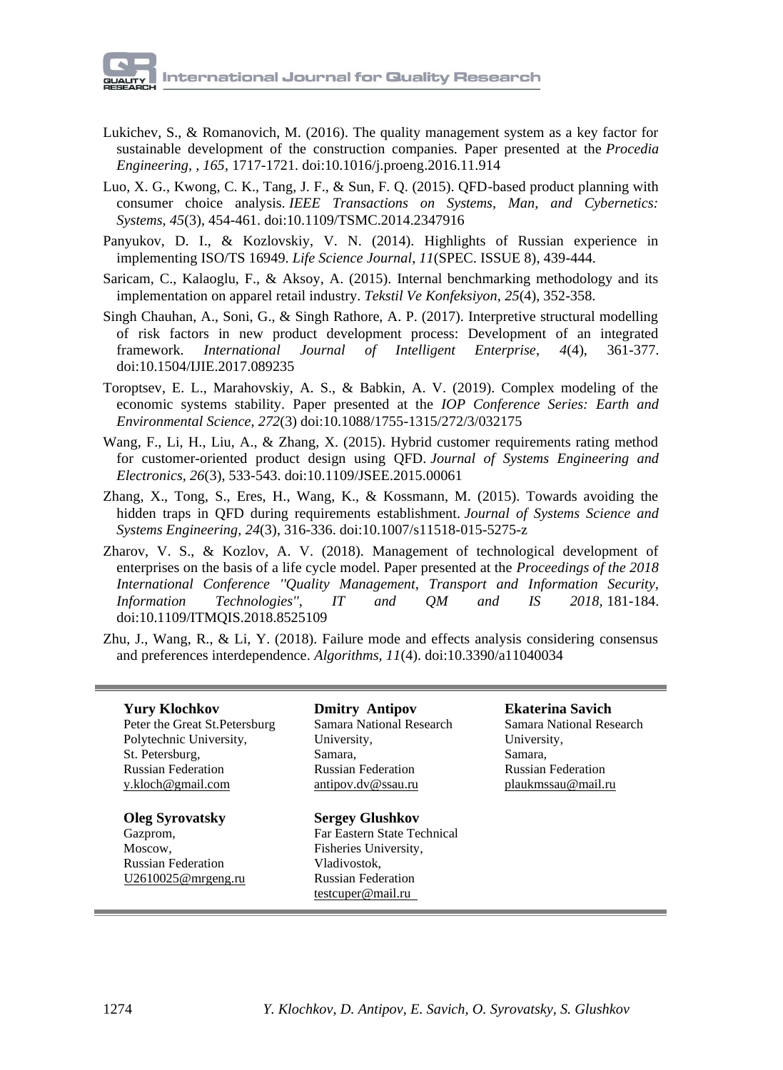Lukichev, S., & Romanovich, M. (2016). The quality management system as a key factor for sustainable development of the construction companies. Paper presented at the *Procedia Engineering, , 165*, 1717-1721. doi:10.1016/j.proeng.2016.11.914

Luo, X. G., Kwong, C. K., Tang, J. F., & Sun, F. Q. (2015). QFD-based product planning with consumer choice analysis. *IEEE Transactions on Systems, Man, and Cybernetics: Systems, 45*(3), 454-461. doi:10.1109/TSMC.2014.2347916

Panyukov, D. I., & Kozlovskiy, V. N. (2014). Highlights of Russian experience in implementing ISO/TS 16949. *Life Science Journal*, *11*(SPEC. ISSUE 8), 439-444.

Saricam, C., Kalaoglu, F., & Aksoy, A. (2015). Internal benchmarking methodology and its implementation on apparel retail industry. *Tekstil Ve Konfeksiyon, 25*(4), 352-358.

Singh Chauhan, A., Soni, G., & Singh Rathore, A. P. (2017). Interpretive structural modelling of risk factors in new product development process: Development of an integrated framework. *International Journal of Intelligent Enterprise*, *4*(4), 361-377. doi:10.1504/IJIE.2017.089235

Toroptsev, E. L., Marahovskiy, A. S., & Babkin, A. V. (2019). Complex modeling of the economic systems stability. Paper presented at the *IOP Conference Series: Earth and Environmental Science*, *272*(3) doi:10.1088/1755-1315/272/3/032175

Wang, F., Li, H., Liu, A., & Zhang, X. (2015). Hybrid customer requirements rating method for customer-oriented product design using QFD. *Journal of Systems Engineering and Electronics, 26*(3), 533-543. doi:10.1109/JSEE.2015.00061

Zhang, X., Tong, S., Eres, H., Wang, K., & Kossmann, M. (2015). Towards avoiding the hidden traps in QFD during requirements establishment. *Journal of Systems Science and Systems Engineering, 24*(3), 316-336. doi:10.1007/s11518-015-5275-z

Zharov, V. S., & Kozlov, A. V. (2018). Management of technological development of enterprises on the basis of a life cycle model. Paper presented at the *Proceedings of the 2018 International Conference "Quality Management, Transport and Information Security, Information Technologies", IT and QM and IS 2018,* 181-184. doi:10.1109/ITMQIS.2018.8525109

Zhu, J., Wang, R., & Li, Y. (2018). Failure mode and effects analysis considering consensus and preferences interdependence. *Algorithms, 11*(4). doi:10.3390/a11040034

---

**Yury Klochkov**
Peter the Great St.Petersburg Polytechnic University,
St. Petersburg,
Russian Federation
y.kloch@gmail.com

**Dmitry Antipov**
Samara National Research University,
Samara,
Russian Federation
antipov.dv@ssau.ru

**Ekaterina Savich**
Samara National Research University,
Samara,
Russian Federation
plaukmssau@mail.ru

**Oleg Syrovatsky**
Gazprom,
Moscow,
Russian Federation
U2610025@mrgeng.ru

**Sergey Glushkov**
Far Eastern State Technical Fisheries University,
Vladivostok,
Russian Federation
testcuper@mail.ru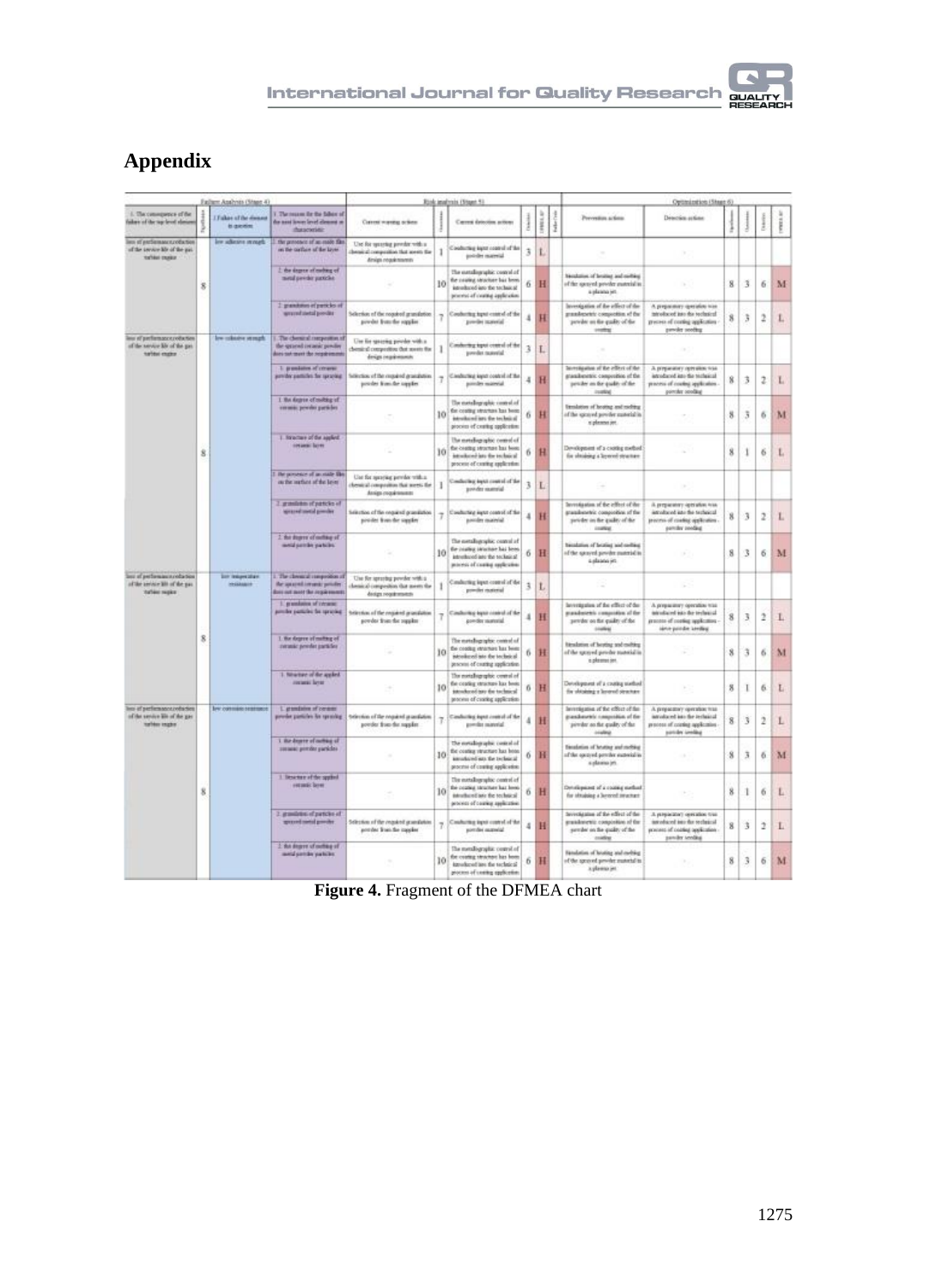# Appendix

| Failure Analysis (Stage 4) | | | | Risk analysis (Stage 5) | | | | | | Optimization (Stage 6) | | | | | |
|---|---|---|---|---|---|---|---|---|---|---|---|---|---|---|---|
| 1. The consequence of the failure of the top level element | Significance | 2. Failure of the element in question | 3. The reason for the failure of the next lower level element or characteristic | Current warning actions | Occurrence | Current detection actions | Detection | DFMEA AP | | Prevention actions | Detection actions | Significance | Occurrence | Detection | DFMEA AP |
| loss of performance/reduction of the service life of the gas turbine engine | 8 | low adhesive strength | 2. the presence of an oxide film on the surface of the layer | Use for spraying powder with a chemical composition that meets the design requirements | 1 | Conducting input control of the powder material | 3 | L | | - | - | | | | |
| | | | 2. the degree of melting of metal powder particles | - | 10 | The metallographic control of the coating structure has been introduced into the technical process of coating application | 6 | H | | Simulation of heating and melting of the sprayed powder material in a plasma jet. | - | 8 | 3 | 6 | M |
| | | | 2. granulation of particles of sprayed metal powder | Selection of the required granulation powder from the supplier | 7 | Conducting input control of the powder material | 4 | H | | Investigation of the effect of the granulometric composition of the powder on the quality of the coating | A preparatory operation was introduced into the technical process of coating application - powder seeding | 8 | 3 | 2 | L |
| loss of performance/reduction of the service life of the gas turbine engine | 8 | low cohesive strength | 1. The chemical composition of the sprayed ceramic powder does not meet the requirements | Use for spraying powder with a chemical composition that meets the design requirements | 1 | Conducting input control of the powder material | 3 | L | | - | - | | | | |
| | | | 1. granulation of ceramic powder particles for spraying | Selection of the required granulation powder from the supplier | 7 | Conducting input control of the powder material | 4 | H | | Investigation of the effect of the granulometric composition of the powder on the quality of the coating | A preparatory operation was introduced into the technical process of coating application - powder seeding | 8 | 3 | 2 | L |
| | | | 1. the degree of melting of ceramic powder particles | - | 10 | The metallographic control of the coating structure has been introduced into the technical process of coating application | 6 | H | | Simulation of heating and melting of the sprayed powder material in a plasma jet. | - | 8 | 3 | 6 | M |
| | | | 1. Structure of the applied ceramic layer | - | 10 | The metallographic control of the coating structure has been introduced into the technical process of coating application | 6 | H | | Development of a coating method for obtaining a layered structure | - | 8 | 1 | 6 | L |
| | | | 2. the presence of an oxide film on the surface of the layer | Use for spraying powder with a chemical composition that meets the design requirements | 1 | Conducting input control of the powder material | 3 | L | | - | - | | | | |
| | | | 2. granulation of particles of sprayed metal powder | Selection of the required granulation powder from the supplier | 7 | Conducting input control of the powder material | 4 | H | | Investigation of the effect of the granulometric composition of the powder on the quality of the coating | A preparatory operation was introduced into the technical process of coating application - powder seeding | 8 | 3 | 2 | L |
| | | | 2. the degree of melting of metal powder particles | - | 10 | The metallographic control of the coating structure has been introduced into the technical process of coating application | 6 | H | | Simulation of heating and melting of the sprayed powder material in a plasma jet. | - | 8 | 3 | 6 | M |
| loss of performance/reduction of the service life of the gas turbine engine | 8 | low temperature resistance | 1. The chemical composition of the sprayed ceramic powder does not meet the requirements | Use for spraying powder with a chemical composition that meets the design requirements | 1 | Conducting input control of the powder material | 3 | L | | - | - | | | | |
| | | | 1. granulation of ceramic powder particles for spraying | Selection of the required granulation powder from the supplier | 7 | Conducting input control of the powder material | 4 | H | | Investigation of the effect of the granulometric composition of the powder on the quality of the coating | A preparatory operation was introduced into the technical process of coating application - sieve powder seeding | 8 | 3 | 2 | L |
| | | | 1. the degree of melting of ceramic powder particles | - | 10 | The metallographic control of the coating structure has been introduced into the technical process of coating application | 6 | H | | Simulation of heating and melting of the sprayed powder material in a plasma jet. | - | 8 | 3 | 6 | M |
| | | | 1. Structure of the applied ceramic layer | - | 10 | The metallographic control of the coating structure has been introduced into the technical process of coating application | 6 | H | | Development of a coating method for obtaining a layered structure | - | 8 | 1 | 6 | L |
| loss of performance/reduction of the service life of the gas turbine engine | 8 | low corrosion resistance | 1. granulation of ceramic powder particles for spraying | Selection of the required granulation powder from the supplier | 7 | Conducting input control of the powder material | 4 | H | | Investigation of the effect of the granulometric composition of the powder on the quality of the coating | A preparatory operation was introduced into the technical process of coating application - powder seeding | 8 | 3 | 2 | L |
| | | | 1. the degree of melting of ceramic powder particles | - | 10 | The metallographic control of the coating structure has been introduced into the technical process of coating application | 6 | H | | Simulation of heating and melting of the sprayed powder material in a plasma jet. | - | 8 | 3 | 6 | M |
| | | | 1. Structure of the applied ceramic layer | - | 10 | The metallographic control of the coating structure has been introduced into the technical process of coating application | 6 | H | | Development of a coating method for obtaining a layered structure | - | 8 | 1 | 6 | L |
| | | | 2. granulation of particles of sprayed metal powder | Selection of the required granulation powder from the supplier | 7 | Conducting input control of the powder material | 4 | H | | Investigation of the effect of the granulometric composition of the powder on the quality of the coating | A preparatory operation was introduced into the technical process of coating application - powder seeding | 8 | 3 | 2 | L |
| | | | 2. the degree of melting of metal powder particles | - | 10 | The metallographic control of the coating structure has been introduced into the technical process of coating application | 6 | H | | Simulation of heating and melting of the sprayed powder material in a plasma jet. | - | 8 | 3 | 6 | M |

**Figure 4.** Fragment of the DFMEA chart